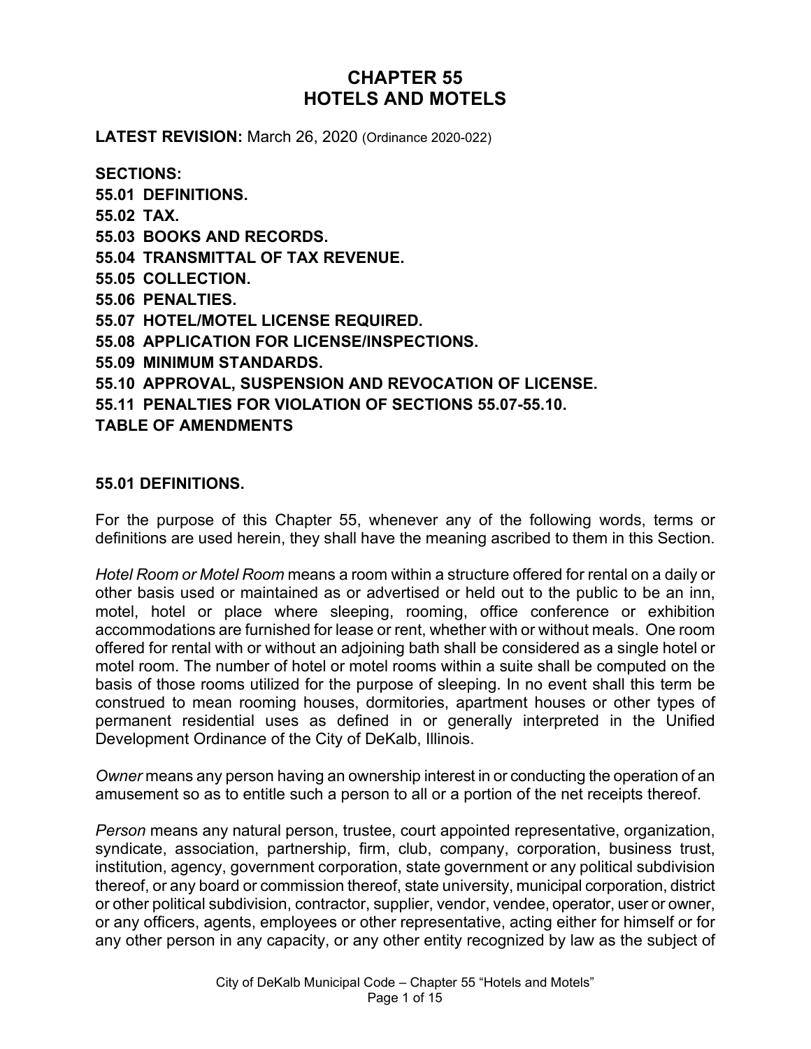# CHAPTER 55
# HOTELS AND MOTELS

**LATEST REVISION:** March 26, 2020 (Ordinance 2020-022)

**SECTIONS:**
**55.01 DEFINITIONS.**
**55.02 TAX.**
**55.03 BOOKS AND RECORDS.**
**55.04 TRANSMITTAL OF TAX REVENUE.**
**55.05 COLLECTION.**
**55.06 PENALTIES.**
**55.07 HOTEL/MOTEL LICENSE REQUIRED.**
**55.08 APPLICATION FOR LICENSE/INSPECTIONS.**
**55.09 MINIMUM STANDARDS.**
**55.10 APPROVAL, SUSPENSION AND REVOCATION OF LICENSE.**
**55.11 PENALTIES FOR VIOLATION OF SECTIONS 55.07-55.10.**
**TABLE OF AMENDMENTS**

## 55.01 DEFINITIONS.

For the purpose of this Chapter 55, whenever any of the following words, terms or definitions are used herein, they shall have the meaning ascribed to them in this Section.

*Hotel Room or Motel Room* means a room within a structure offered for rental on a daily or other basis used or maintained as or advertised or held out to the public to be an inn, motel, hotel or place where sleeping, rooming, office conference or exhibition accommodations are furnished for lease or rent, whether with or without meals. One room offered for rental with or without an adjoining bath shall be considered as a single hotel or motel room. The number of hotel or motel rooms within a suite shall be computed on the basis of those rooms utilized for the purpose of sleeping. In no event shall this term be construed to mean rooming houses, dormitories, apartment houses or other types of permanent residential uses as defined in or generally interpreted in the Unified Development Ordinance of the City of DeKalb, Illinois.

*Owner* means any person having an ownership interest in or conducting the operation of an amusement so as to entitle such a person to all or a portion of the net receipts thereof.

*Person* means any natural person, trustee, court appointed representative, organization, syndicate, association, partnership, firm, club, company, corporation, business trust, institution, agency, government corporation, state government or any political subdivision thereof, or any board or commission thereof, state university, municipal corporation, district or other political subdivision, contractor, supplier, vendor, vendee, operator, user or owner, or any officers, agents, employees or other representative, acting either for himself or for any other person in any capacity, or any other entity recognized by law as the subject of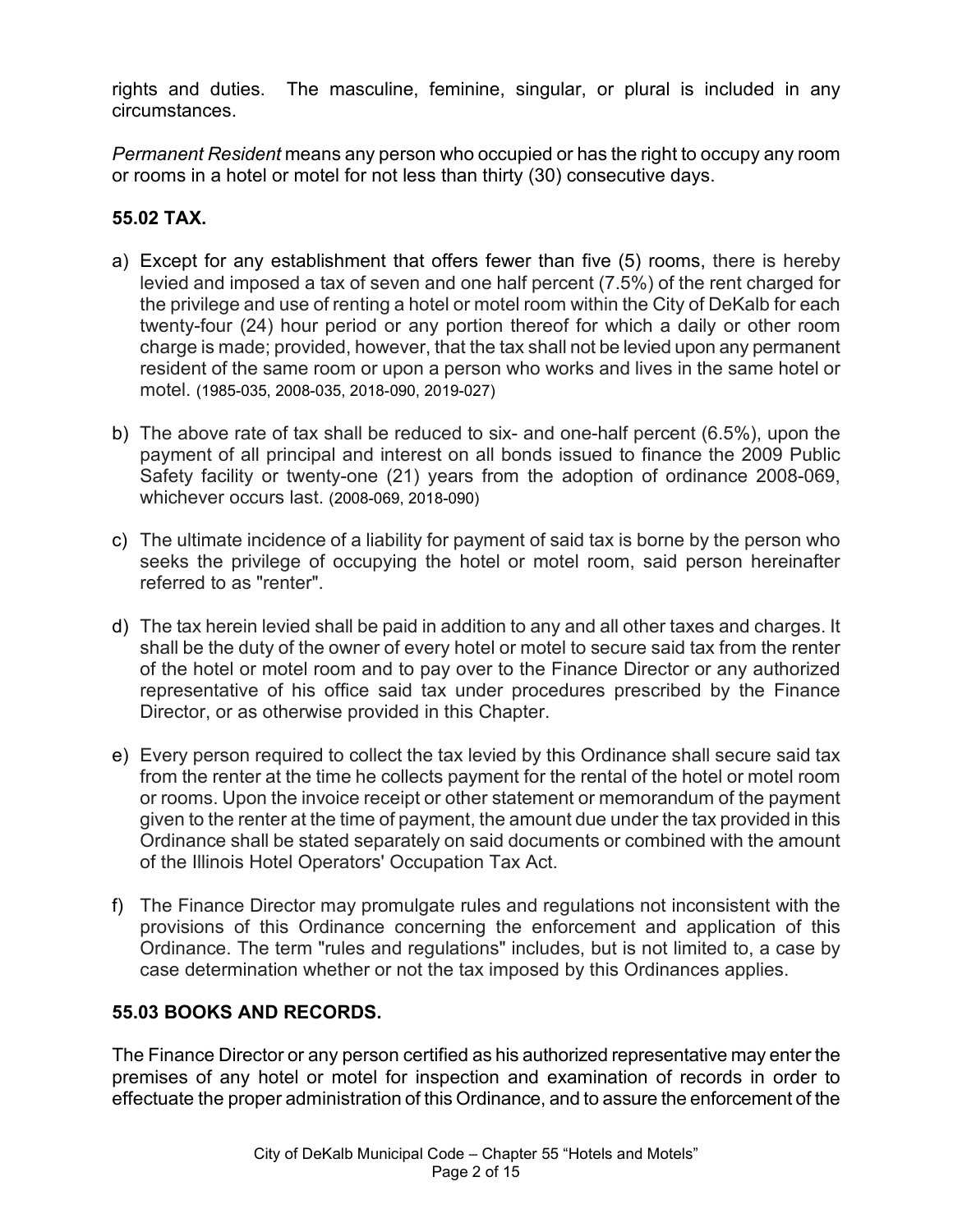rights and duties. The masculine, feminine, singular, or plural is included in any circumstances.

*Permanent Resident* means any person who occupied or has the right to occupy any room or rooms in a hotel or motel for not less than thirty (30) consecutive days.

## 55.02 TAX.

a) Except for any establishment that offers fewer than five (5) rooms, there is hereby levied and imposed a tax of seven and one half percent (7.5%) of the rent charged for the privilege and use of renting a hotel or motel room within the City of DeKalb for each twenty-four (24) hour period or any portion thereof for which a daily or other room charge is made; provided, however, that the tax shall not be levied upon any permanent resident of the same room or upon a person who works and lives in the same hotel or motel. (1985-035, 2008-035, 2018-090, 2019-027)

b) The above rate of tax shall be reduced to six- and one-half percent (6.5%), upon the payment of all principal and interest on all bonds issued to finance the 2009 Public Safety facility or twenty-one (21) years from the adoption of ordinance 2008-069, whichever occurs last. (2008-069, 2018-090)

c) The ultimate incidence of a liability for payment of said tax is borne by the person who seeks the privilege of occupying the hotel or motel room, said person hereinafter referred to as "renter".

d) The tax herein levied shall be paid in addition to any and all other taxes and charges. It shall be the duty of the owner of every hotel or motel to secure said tax from the renter of the hotel or motel room and to pay over to the Finance Director or any authorized representative of his office said tax under procedures prescribed by the Finance Director, or as otherwise provided in this Chapter.

e) Every person required to collect the tax levied by this Ordinance shall secure said tax from the renter at the time he collects payment for the rental of the hotel or motel room or rooms. Upon the invoice receipt or other statement or memorandum of the payment given to the renter at the time of payment, the amount due under the tax provided in this Ordinance shall be stated separately on said documents or combined with the amount of the Illinois Hotel Operators' Occupation Tax Act.

f) The Finance Director may promulgate rules and regulations not inconsistent with the provisions of this Ordinance concerning the enforcement and application of this Ordinance. The term "rules and regulations" includes, but is not limited to, a case by case determination whether or not the tax imposed by this Ordinances applies.

## 55.03 BOOKS AND RECORDS.

The Finance Director or any person certified as his authorized representative may enter the premises of any hotel or motel for inspection and examination of records in order to effectuate the proper administration of this Ordinance, and to assure the enforcement of the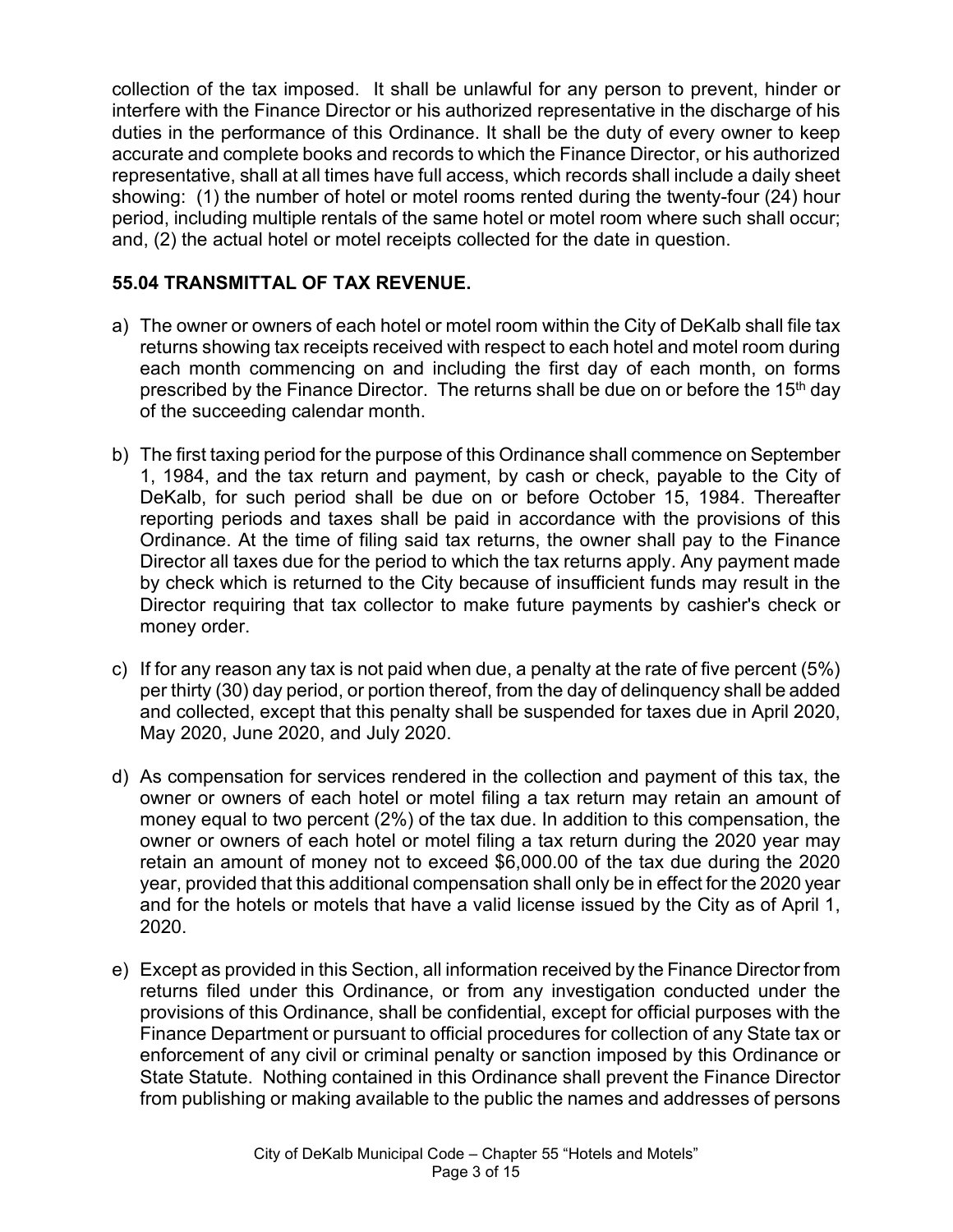collection of the tax imposed. It shall be unlawful for any person to prevent, hinder or interfere with the Finance Director or his authorized representative in the discharge of his duties in the performance of this Ordinance. It shall be the duty of every owner to keep accurate and complete books and records to which the Finance Director, or his authorized representative, shall at all times have full access, which records shall include a daily sheet showing: (1) the number of hotel or motel rooms rented during the twenty-four (24) hour period, including multiple rentals of the same hotel or motel room where such shall occur; and, (2) the actual hotel or motel receipts collected for the date in question.

## 55.04 TRANSMITTAL OF TAX REVENUE.

a) The owner or owners of each hotel or motel room within the City of DeKalb shall file tax returns showing tax receipts received with respect to each hotel and motel room during each month commencing on and including the first day of each month, on forms prescribed by the Finance Director. The returns shall be due on or before the 15th day of the succeeding calendar month.

b) The first taxing period for the purpose of this Ordinance shall commence on September 1, 1984, and the tax return and payment, by cash or check, payable to the City of DeKalb, for such period shall be due on or before October 15, 1984. Thereafter reporting periods and taxes shall be paid in accordance with the provisions of this Ordinance. At the time of filing said tax returns, the owner shall pay to the Finance Director all taxes due for the period to which the tax returns apply. Any payment made by check which is returned to the City because of insufficient funds may result in the Director requiring that tax collector to make future payments by cashier's check or money order.

c) If for any reason any tax is not paid when due, a penalty at the rate of five percent (5%) per thirty (30) day period, or portion thereof, from the day of delinquency shall be added and collected, except that this penalty shall be suspended for taxes due in April 2020, May 2020, June 2020, and July 2020.

d) As compensation for services rendered in the collection and payment of this tax, the owner or owners of each hotel or motel filing a tax return may retain an amount of money equal to two percent (2%) of the tax due. In addition to this compensation, the owner or owners of each hotel or motel filing a tax return during the 2020 year may retain an amount of money not to exceed $6,000.00 of the tax due during the 2020 year, provided that this additional compensation shall only be in effect for the 2020 year and for the hotels or motels that have a valid license issued by the City as of April 1, 2020.

e) Except as provided in this Section, all information received by the Finance Director from returns filed under this Ordinance, or from any investigation conducted under the provisions of this Ordinance, shall be confidential, except for official purposes with the Finance Department or pursuant to official procedures for collection of any State tax or enforcement of any civil or criminal penalty or sanction imposed by this Ordinance or State Statute. Nothing contained in this Ordinance shall prevent the Finance Director from publishing or making available to the public the names and addresses of persons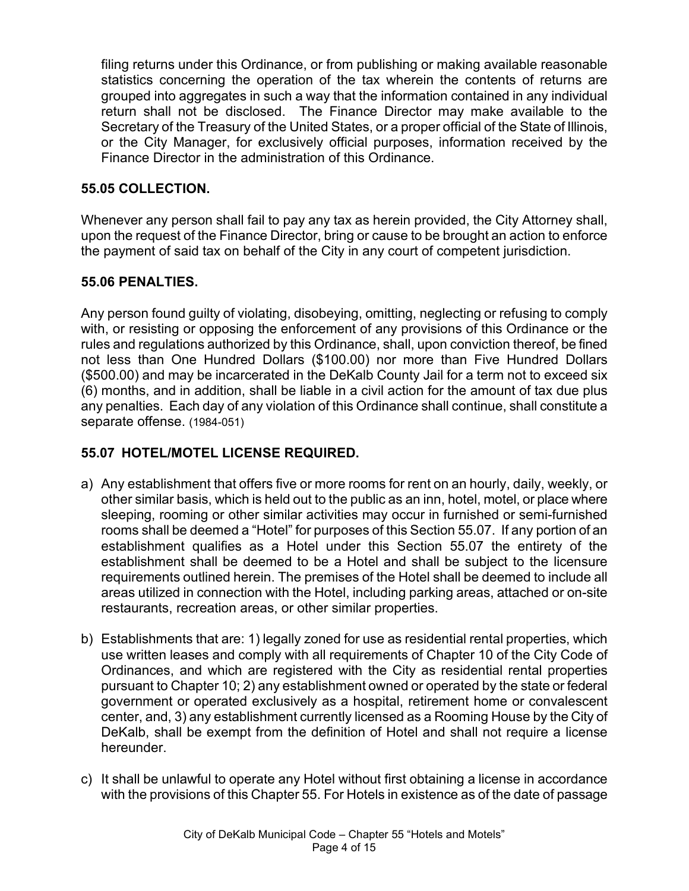filing returns under this Ordinance, or from publishing or making available reasonable statistics concerning the operation of the tax wherein the contents of returns are grouped into aggregates in such a way that the information contained in any individual return shall not be disclosed. The Finance Director may make available to the Secretary of the Treasury of the United States, or a proper official of the State of Illinois, or the City Manager, for exclusively official purposes, information received by the Finance Director in the administration of this Ordinance.

## 55.05 COLLECTION.

Whenever any person shall fail to pay any tax as herein provided, the City Attorney shall, upon the request of the Finance Director, bring or cause to be brought an action to enforce the payment of said tax on behalf of the City in any court of competent jurisdiction.

## 55.06 PENALTIES.

Any person found guilty of violating, disobeying, omitting, neglecting or refusing to comply with, or resisting or opposing the enforcement of any provisions of this Ordinance or the rules and regulations authorized by this Ordinance, shall, upon conviction thereof, be fined not less than One Hundred Dollars ($100.00) nor more than Five Hundred Dollars ($500.00) and may be incarcerated in the DeKalb County Jail for a term not to exceed six (6) months, and in addition, shall be liable in a civil action for the amount of tax due plus any penalties. Each day of any violation of this Ordinance shall continue, shall constitute a separate offense. (1984-051)

## 55.07 HOTEL/MOTEL LICENSE REQUIRED.

a) Any establishment that offers five or more rooms for rent on an hourly, daily, weekly, or other similar basis, which is held out to the public as an inn, hotel, motel, or place where sleeping, rooming or other similar activities may occur in furnished or semi-furnished rooms shall be deemed a "Hotel" for purposes of this Section 55.07. If any portion of an establishment qualifies as a Hotel under this Section 55.07 the entirety of the establishment shall be deemed to be a Hotel and shall be subject to the licensure requirements outlined herein. The premises of the Hotel shall be deemed to include all areas utilized in connection with the Hotel, including parking areas, attached or on-site restaurants, recreation areas, or other similar properties.

b) Establishments that are: 1) legally zoned for use as residential rental properties, which use written leases and comply with all requirements of Chapter 10 of the City Code of Ordinances, and which are registered with the City as residential rental properties pursuant to Chapter 10; 2) any establishment owned or operated by the state or federal government or operated exclusively as a hospital, retirement home or convalescent center, and, 3) any establishment currently licensed as a Rooming House by the City of DeKalb, shall be exempt from the definition of Hotel and shall not require a license hereunder.

c) It shall be unlawful to operate any Hotel without first obtaining a license in accordance with the provisions of this Chapter 55. For Hotels in existence as of the date of passage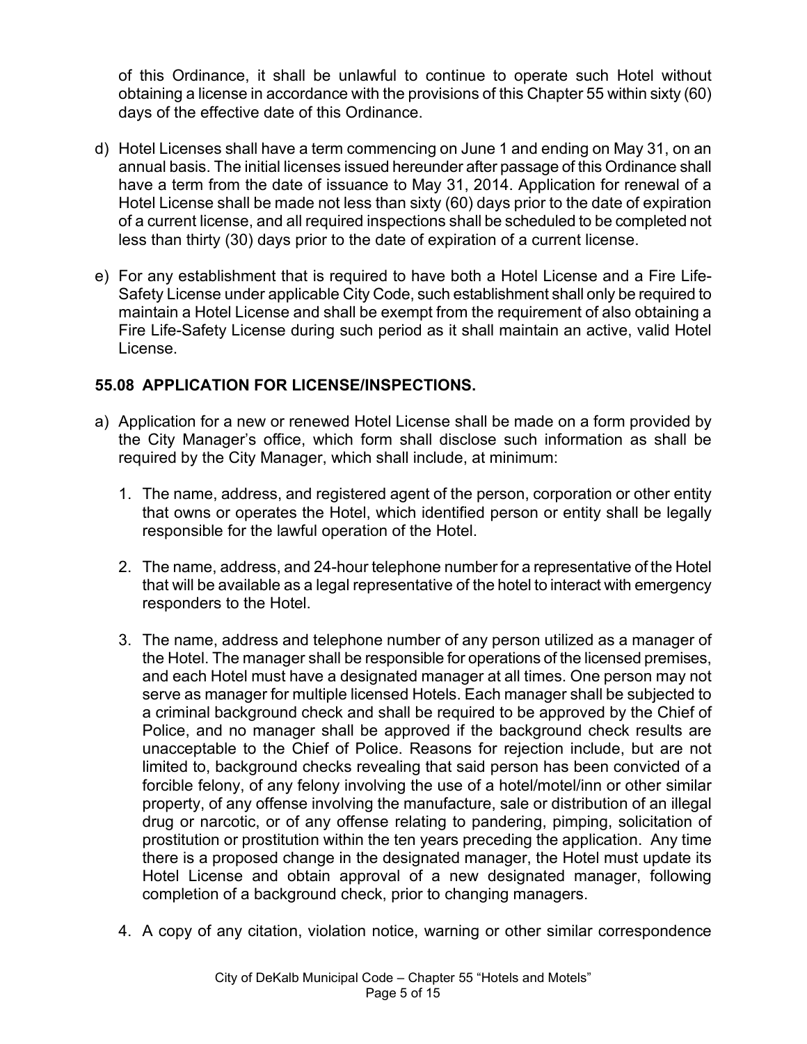of this Ordinance, it shall be unlawful to continue to operate such Hotel without obtaining a license in accordance with the provisions of this Chapter 55 within sixty (60) days of the effective date of this Ordinance.

d) Hotel Licenses shall have a term commencing on June 1 and ending on May 31, on an annual basis. The initial licenses issued hereunder after passage of this Ordinance shall have a term from the date of issuance to May 31, 2014. Application for renewal of a Hotel License shall be made not less than sixty (60) days prior to the date of expiration of a current license, and all required inspections shall be scheduled to be completed not less than thirty (30) days prior to the date of expiration of a current license.

e) For any establishment that is required to have both a Hotel License and a Fire Life-Safety License under applicable City Code, such establishment shall only be required to maintain a Hotel License and shall be exempt from the requirement of also obtaining a Fire Life-Safety License during such period as it shall maintain an active, valid Hotel License.

## 55.08 APPLICATION FOR LICENSE/INSPECTIONS.

a) Application for a new or renewed Hotel License shall be made on a form provided by the City Manager's office, which form shall disclose such information as shall be required by the City Manager, which shall include, at minimum:

   1. The name, address, and registered agent of the person, corporation or other entity that owns or operates the Hotel, which identified person or entity shall be legally responsible for the lawful operation of the Hotel.

   2. The name, address, and 24-hour telephone number for a representative of the Hotel that will be available as a legal representative of the hotel to interact with emergency responders to the Hotel.

   3. The name, address and telephone number of any person utilized as a manager of the Hotel. The manager shall be responsible for operations of the licensed premises, and each Hotel must have a designated manager at all times. One person may not serve as manager for multiple licensed Hotels. Each manager shall be subjected to a criminal background check and shall be required to be approved by the Chief of Police, and no manager shall be approved if the background check results are unacceptable to the Chief of Police. Reasons for rejection include, but are not limited to, background checks revealing that said person has been convicted of a forcible felony, of any felony involving the use of a hotel/motel/inn or other similar property, of any offense involving the manufacture, sale or distribution of an illegal drug or narcotic, or of any offense relating to pandering, pimping, solicitation of prostitution or prostitution within the ten years preceding the application. Any time there is a proposed change in the designated manager, the Hotel must update its Hotel License and obtain approval of a new designated manager, following completion of a background check, prior to changing managers.

   4. A copy of any citation, violation notice, warning or other similar correspondence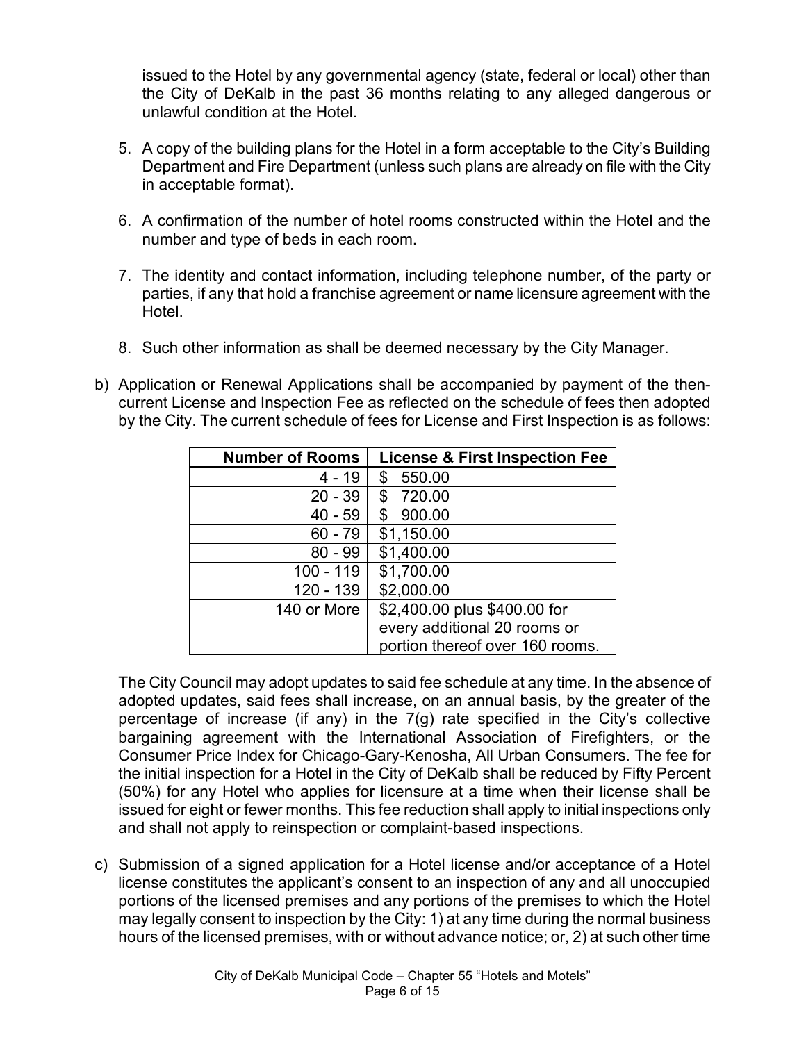issued to the Hotel by any governmental agency (state, federal or local) other than the City of DeKalb in the past 36 months relating to any alleged dangerous or unlawful condition at the Hotel.

5. A copy of the building plans for the Hotel in a form acceptable to the City's Building Department and Fire Department (unless such plans are already on file with the City in acceptable format).

6. A confirmation of the number of hotel rooms constructed within the Hotel and the number and type of beds in each room.

7. The identity and contact information, including telephone number, of the party or parties, if any that hold a franchise agreement or name licensure agreement with the Hotel.

8. Such other information as shall be deemed necessary by the City Manager.

b) Application or Renewal Applications shall be accompanied by payment of the then-current License and Inspection Fee as reflected on the schedule of fees then adopted by the City. The current schedule of fees for License and First Inspection is as follows:

| Number of Rooms | License & First Inspection Fee |
|---|---|
| 4 - 19 | $ 550.00 |
| 20 - 39 | $ 720.00 |
| 40 - 59 | $ 900.00 |
| 60 - 79 | $1,150.00 |
| 80 - 99 | $1,400.00 |
| 100 - 119 | $1,700.00 |
| 120 - 139 | $2,000.00 |
| 140 or More | $2,400.00 plus $400.00 for every additional 20 rooms or portion thereof over 160 rooms. |

The City Council may adopt updates to said fee schedule at any time. In the absence of adopted updates, said fees shall increase, on an annual basis, by the greater of the percentage of increase (if any) in the 7(g) rate specified in the City's collective bargaining agreement with the International Association of Firefighters, or the Consumer Price Index for Chicago-Gary-Kenosha, All Urban Consumers. The fee for the initial inspection for a Hotel in the City of DeKalb shall be reduced by Fifty Percent (50%) for any Hotel who applies for licensure at a time when their license shall be issued for eight or fewer months. This fee reduction shall apply to initial inspections only and shall not apply to reinspection or complaint-based inspections.

c) Submission of a signed application for a Hotel license and/or acceptance of a Hotel license constitutes the applicant's consent to an inspection of any and all unoccupied portions of the licensed premises and any portions of the premises to which the Hotel may legally consent to inspection by the City: 1) at any time during the normal business hours of the licensed premises, with or without advance notice; or, 2) at such other time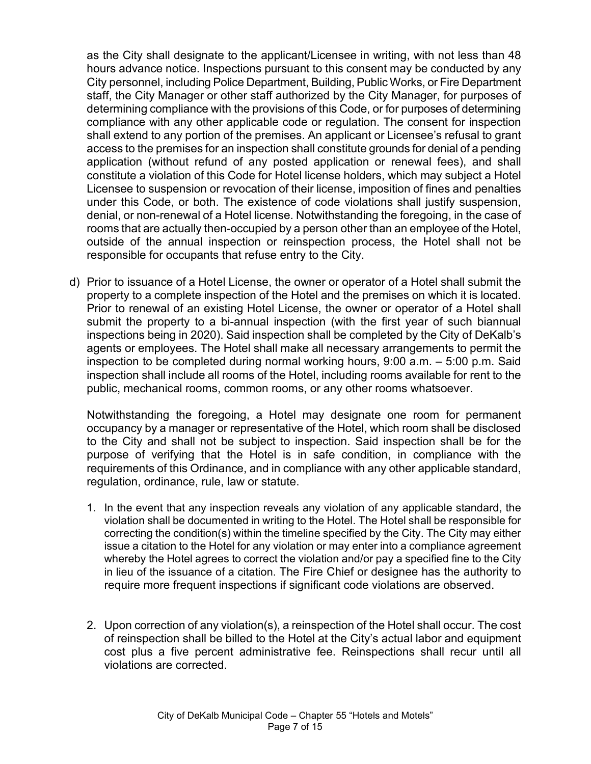as the City shall designate to the applicant/Licensee in writing, with not less than 48 hours advance notice. Inspections pursuant to this consent may be conducted by any City personnel, including Police Department, Building, Public Works, or Fire Department staff, the City Manager or other staff authorized by the City Manager, for purposes of determining compliance with the provisions of this Code, or for purposes of determining compliance with any other applicable code or regulation. The consent for inspection shall extend to any portion of the premises. An applicant or Licensee's refusal to grant access to the premises for an inspection shall constitute grounds for denial of a pending application (without refund of any posted application or renewal fees), and shall constitute a violation of this Code for Hotel license holders, which may subject a Hotel Licensee to suspension or revocation of their license, imposition of fines and penalties under this Code, or both. The existence of code violations shall justify suspension, denial, or non-renewal of a Hotel license. Notwithstanding the foregoing, in the case of rooms that are actually then-occupied by a person other than an employee of the Hotel, outside of the annual inspection or reinspection process, the Hotel shall not be responsible for occupants that refuse entry to the City.

d) Prior to issuance of a Hotel License, the owner or operator of a Hotel shall submit the property to a complete inspection of the Hotel and the premises on which it is located. Prior to renewal of an existing Hotel License, the owner or operator of a Hotel shall submit the property to a bi-annual inspection (with the first year of such biannual inspections being in 2020). Said inspection shall be completed by the City of DeKalb's agents or employees. The Hotel shall make all necessary arrangements to permit the inspection to be completed during normal working hours, 9:00 a.m. – 5:00 p.m. Said inspection shall include all rooms of the Hotel, including rooms available for rent to the public, mechanical rooms, common rooms, or any other rooms whatsoever.

   Notwithstanding the foregoing, a Hotel may designate one room for permanent occupancy by a manager or representative of the Hotel, which room shall be disclosed to the City and shall not be subject to inspection. Said inspection shall be for the purpose of verifying that the Hotel is in safe condition, in compliance with the requirements of this Ordinance, and in compliance with any other applicable standard, regulation, ordinance, rule, law or statute.

   1. In the event that any inspection reveals any violation of any applicable standard, the violation shall be documented in writing to the Hotel. The Hotel shall be responsible for correcting the condition(s) within the timeline specified by the City. The City may either issue a citation to the Hotel for any violation or may enter into a compliance agreement whereby the Hotel agrees to correct the violation and/or pay a specified fine to the City in lieu of the issuance of a citation. The Fire Chief or designee has the authority to require more frequent inspections if significant code violations are observed.

   2. Upon correction of any violation(s), a reinspection of the Hotel shall occur. The cost of reinspection shall be billed to the Hotel at the City's actual labor and equipment cost plus a five percent administrative fee. Reinspections shall recur until all violations are corrected.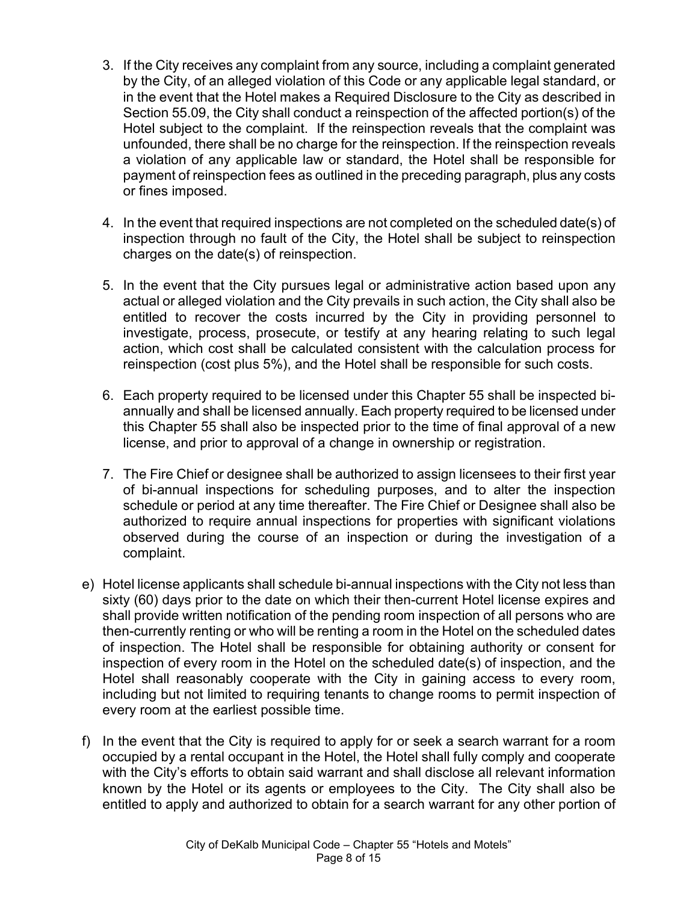3. If the City receives any complaint from any source, including a complaint generated by the City, of an alleged violation of this Code or any applicable legal standard, or in the event that the Hotel makes a Required Disclosure to the City as described in Section 55.09, the City shall conduct a reinspection of the affected portion(s) of the Hotel subject to the complaint. If the reinspection reveals that the complaint was unfounded, there shall be no charge for the reinspection. If the reinspection reveals a violation of any applicable law or standard, the Hotel shall be responsible for payment of reinspection fees as outlined in the preceding paragraph, plus any costs or fines imposed.

4. In the event that required inspections are not completed on the scheduled date(s) of inspection through no fault of the City, the Hotel shall be subject to reinspection charges on the date(s) of reinspection.

5. In the event that the City pursues legal or administrative action based upon any actual or alleged violation and the City prevails in such action, the City shall also be entitled to recover the costs incurred by the City in providing personnel to investigate, process, prosecute, or testify at any hearing relating to such legal action, which cost shall be calculated consistent with the calculation process for reinspection (cost plus 5%), and the Hotel shall be responsible for such costs.

6. Each property required to be licensed under this Chapter 55 shall be inspected bi-annually and shall be licensed annually. Each property required to be licensed under this Chapter 55 shall also be inspected prior to the time of final approval of a new license, and prior to approval of a change in ownership or registration.

7. The Fire Chief or designee shall be authorized to assign licensees to their first year of bi-annual inspections for scheduling purposes, and to alter the inspection schedule or period at any time thereafter. The Fire Chief or Designee shall also be authorized to require annual inspections for properties with significant violations observed during the course of an inspection or during the investigation of a complaint.

e) Hotel license applicants shall schedule bi-annual inspections with the City not less than sixty (60) days prior to the date on which their then-current Hotel license expires and shall provide written notification of the pending room inspection of all persons who are then-currently renting or who will be renting a room in the Hotel on the scheduled dates of inspection. The Hotel shall be responsible for obtaining authority or consent for inspection of every room in the Hotel on the scheduled date(s) of inspection, and the Hotel shall reasonably cooperate with the City in gaining access to every room, including but not limited to requiring tenants to change rooms to permit inspection of every room at the earliest possible time.

f) In the event that the City is required to apply for or seek a search warrant for a room occupied by a rental occupant in the Hotel, the Hotel shall fully comply and cooperate with the City's efforts to obtain said warrant and shall disclose all relevant information known by the Hotel or its agents or employees to the City. The City shall also be entitled to apply and authorized to obtain for a search warrant for any other portion of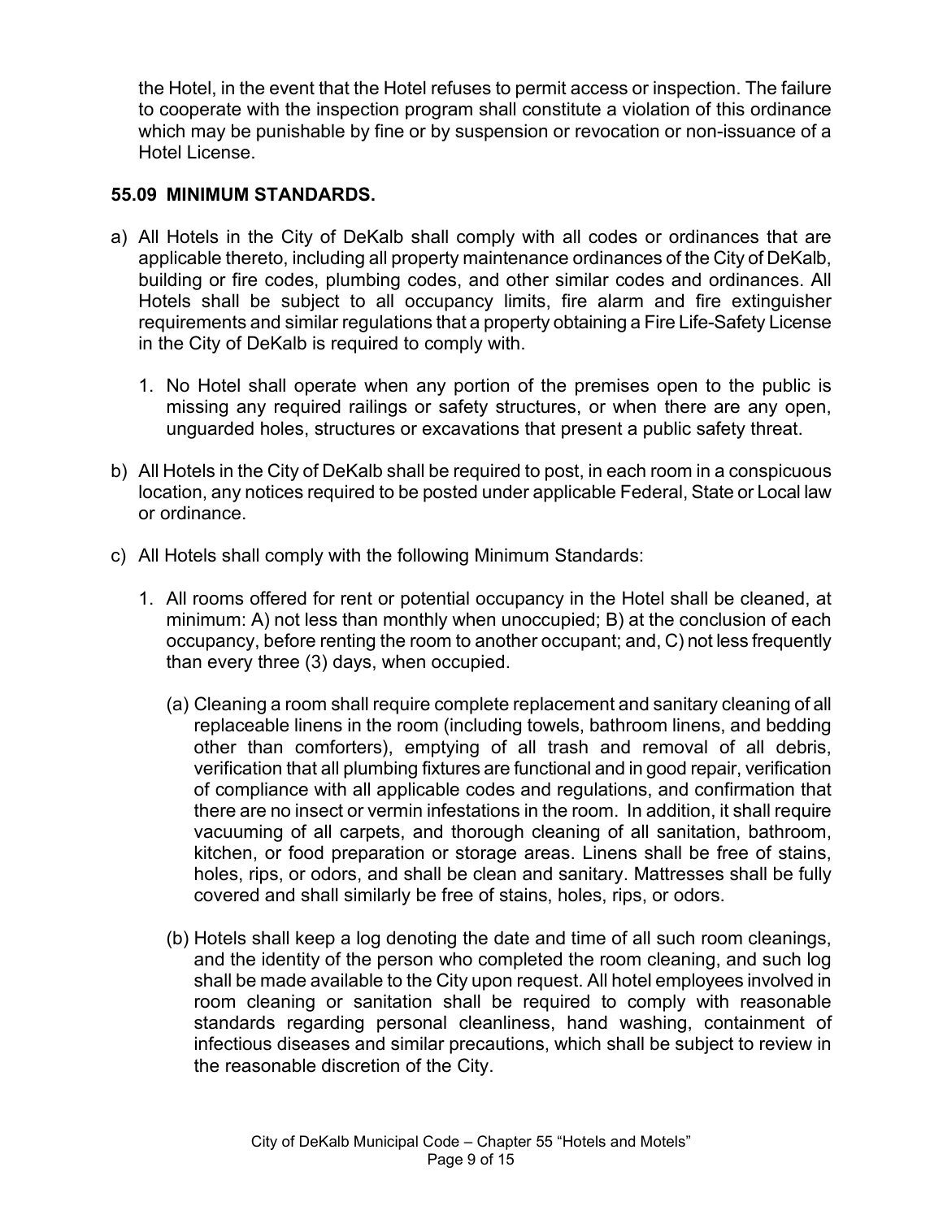the Hotel, in the event that the Hotel refuses to permit access or inspection. The failure to cooperate with the inspection program shall constitute a violation of this ordinance which may be punishable by fine or by suspension or revocation or non-issuance of a Hotel License.

**55.09 MINIMUM STANDARDS.**

a) All Hotels in the City of DeKalb shall comply with all codes or ordinances that are applicable thereto, including all property maintenance ordinances of the City of DeKalb, building or fire codes, plumbing codes, and other similar codes and ordinances. All Hotels shall be subject to all occupancy limits, fire alarm and fire extinguisher requirements and similar regulations that a property obtaining a Fire Life-Safety License in the City of DeKalb is required to comply with.

   1. No Hotel shall operate when any portion of the premises open to the public is missing any required railings or safety structures, or when there are any open, unguarded holes, structures or excavations that present a public safety threat.

b) All Hotels in the City of DeKalb shall be required to post, in each room in a conspicuous location, any notices required to be posted under applicable Federal, State or Local law or ordinance.

c) All Hotels shall comply with the following Minimum Standards:

   1. All rooms offered for rent or potential occupancy in the Hotel shall be cleaned, at minimum: A) not less than monthly when unoccupied; B) at the conclusion of each occupancy, before renting the room to another occupant; and, C) not less frequently than every three (3) days, when occupied.

      (a) Cleaning a room shall require complete replacement and sanitary cleaning of all replaceable linens in the room (including towels, bathroom linens, and bedding other than comforters), emptying of all trash and removal of all debris, verification that all plumbing fixtures are functional and in good repair, verification of compliance with all applicable codes and regulations, and confirmation that there are no insect or vermin infestations in the room. In addition, it shall require vacuuming of all carpets, and thorough cleaning of all sanitation, bathroom, kitchen, or food preparation or storage areas. Linens shall be free of stains, holes, rips, or odors, and shall be clean and sanitary. Mattresses shall be fully covered and shall similarly be free of stains, holes, rips, or odors.

      (b) Hotels shall keep a log denoting the date and time of all such room cleanings, and the identity of the person who completed the room cleaning, and such log shall be made available to the City upon request. All hotel employees involved in room cleaning or sanitation shall be required to comply with reasonable standards regarding personal cleanliness, hand washing, containment of infectious diseases and similar precautions, which shall be subject to review in the reasonable discretion of the City.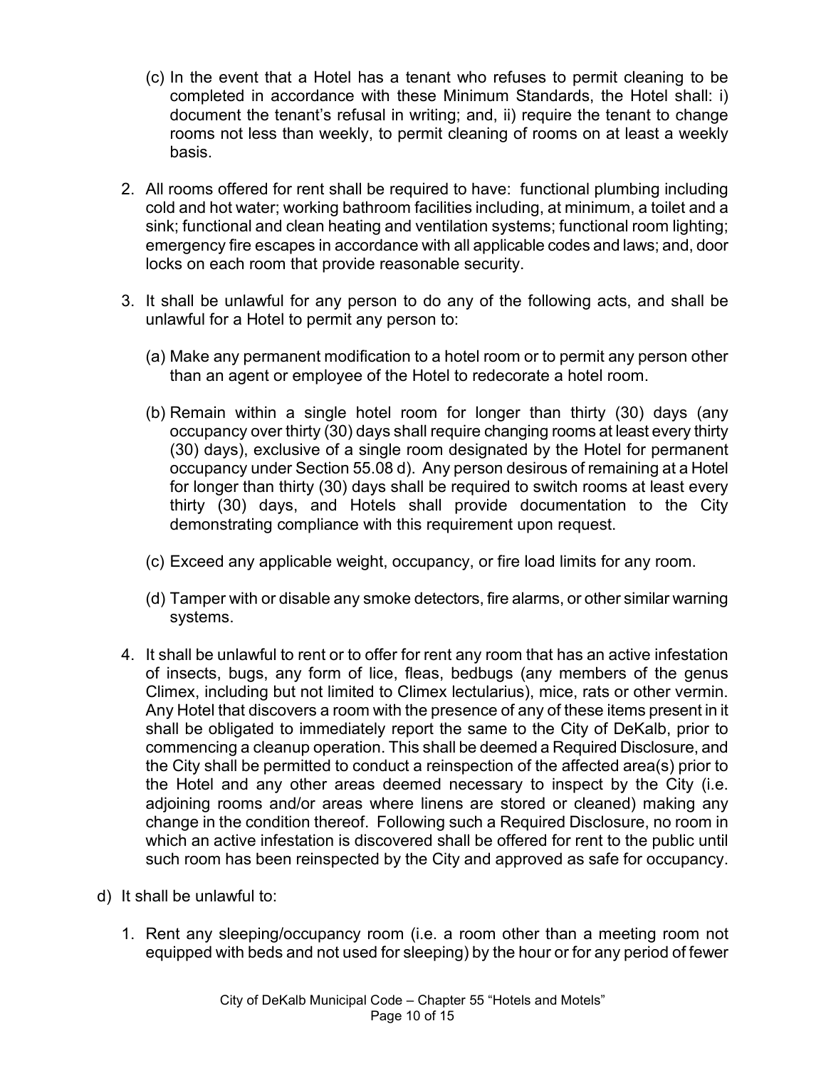(c) In the event that a Hotel has a tenant who refuses to permit cleaning to be completed in accordance with these Minimum Standards, the Hotel shall: i) document the tenant's refusal in writing; and, ii) require the tenant to change rooms not less than weekly, to permit cleaning of rooms on at least a weekly basis.

2. All rooms offered for rent shall be required to have: functional plumbing including cold and hot water; working bathroom facilities including, at minimum, a toilet and a sink; functional and clean heating and ventilation systems; functional room lighting; emergency fire escapes in accordance with all applicable codes and laws; and, door locks on each room that provide reasonable security.

3. It shall be unlawful for any person to do any of the following acts, and shall be unlawful for a Hotel to permit any person to:

   (a) Make any permanent modification to a hotel room or to permit any person other than an agent or employee of the Hotel to redecorate a hotel room.

   (b) Remain within a single hotel room for longer than thirty (30) days (any occupancy over thirty (30) days shall require changing rooms at least every thirty (30) days), exclusive of a single room designated by the Hotel for permanent occupancy under Section 55.08 d). Any person desirous of remaining at a Hotel for longer than thirty (30) days shall be required to switch rooms at least every thirty (30) days, and Hotels shall provide documentation to the City demonstrating compliance with this requirement upon request.

   (c) Exceed any applicable weight, occupancy, or fire load limits for any room.

   (d) Tamper with or disable any smoke detectors, fire alarms, or other similar warning systems.

4. It shall be unlawful to rent or to offer for rent any room that has an active infestation of insects, bugs, any form of lice, fleas, bedbugs (any members of the genus Climex, including but not limited to Climex lectularius), mice, rats or other vermin. Any Hotel that discovers a room with the presence of any of these items present in it shall be obligated to immediately report the same to the City of DeKalb, prior to commencing a cleanup operation. This shall be deemed a Required Disclosure, and the City shall be permitted to conduct a reinspection of the affected area(s) prior to the Hotel and any other areas deemed necessary to inspect by the City (i.e. adjoining rooms and/or areas where linens are stored or cleaned) making any change in the condition thereof. Following such a Required Disclosure, no room in which an active infestation is discovered shall be offered for rent to the public until such room has been reinspected by the City and approved as safe for occupancy.

d) It shall be unlawful to:

   1. Rent any sleeping/occupancy room (i.e. a room other than a meeting room not equipped with beds and not used for sleeping) by the hour or for any period of fewer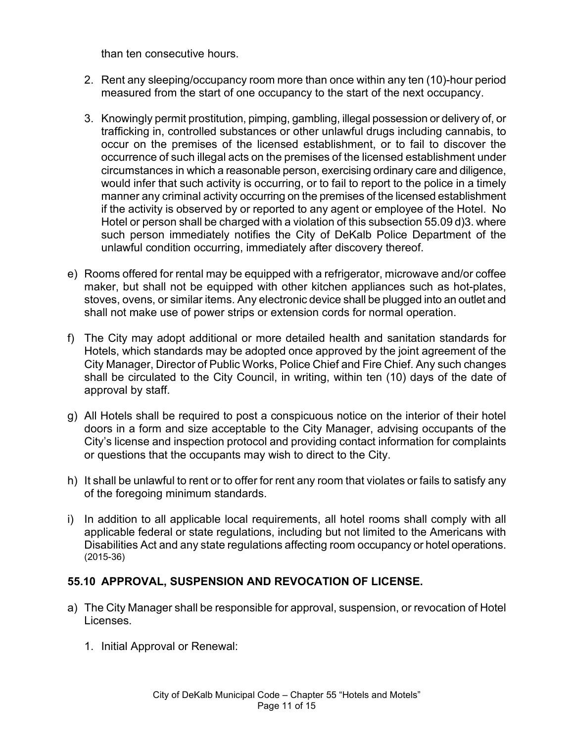than ten consecutive hours.

2. Rent any sleeping/occupancy room more than once within any ten (10)-hour period measured from the start of one occupancy to the start of the next occupancy.

3. Knowingly permit prostitution, pimping, gambling, illegal possession or delivery of, or trafficking in, controlled substances or other unlawful drugs including cannabis, to occur on the premises of the licensed establishment, or to fail to discover the occurrence of such illegal acts on the premises of the licensed establishment under circumstances in which a reasonable person, exercising ordinary care and diligence, would infer that such activity is occurring, or to fail to report to the police in a timely manner any criminal activity occurring on the premises of the licensed establishment if the activity is observed by or reported to any agent or employee of the Hotel. No Hotel or person shall be charged with a violation of this subsection 55.09 d)3. where such person immediately notifies the City of DeKalb Police Department of the unlawful condition occurring, immediately after discovery thereof.

e) Rooms offered for rental may be equipped with a refrigerator, microwave and/or coffee maker, but shall not be equipped with other kitchen appliances such as hot-plates, stoves, ovens, or similar items. Any electronic device shall be plugged into an outlet and shall not make use of power strips or extension cords for normal operation.

f) The City may adopt additional or more detailed health and sanitation standards for Hotels, which standards may be adopted once approved by the joint agreement of the City Manager, Director of Public Works, Police Chief and Fire Chief. Any such changes shall be circulated to the City Council, in writing, within ten (10) days of the date of approval by staff.

g) All Hotels shall be required to post a conspicuous notice on the interior of their hotel doors in a form and size acceptable to the City Manager, advising occupants of the City's license and inspection protocol and providing contact information for complaints or questions that the occupants may wish to direct to the City.

h) It shall be unlawful to rent or to offer for rent any room that violates or fails to satisfy any of the foregoing minimum standards.

i) In addition to all applicable local requirements, all hotel rooms shall comply with all applicable federal or state regulations, including but not limited to the Americans with Disabilities Act and any state regulations affecting room occupancy or hotel operations. (2015-36)

### 55.10 APPROVAL, SUSPENSION AND REVOCATION OF LICENSE.

a) The City Manager shall be responsible for approval, suspension, or revocation of Hotel Licenses.

   1. Initial Approval or Renewal: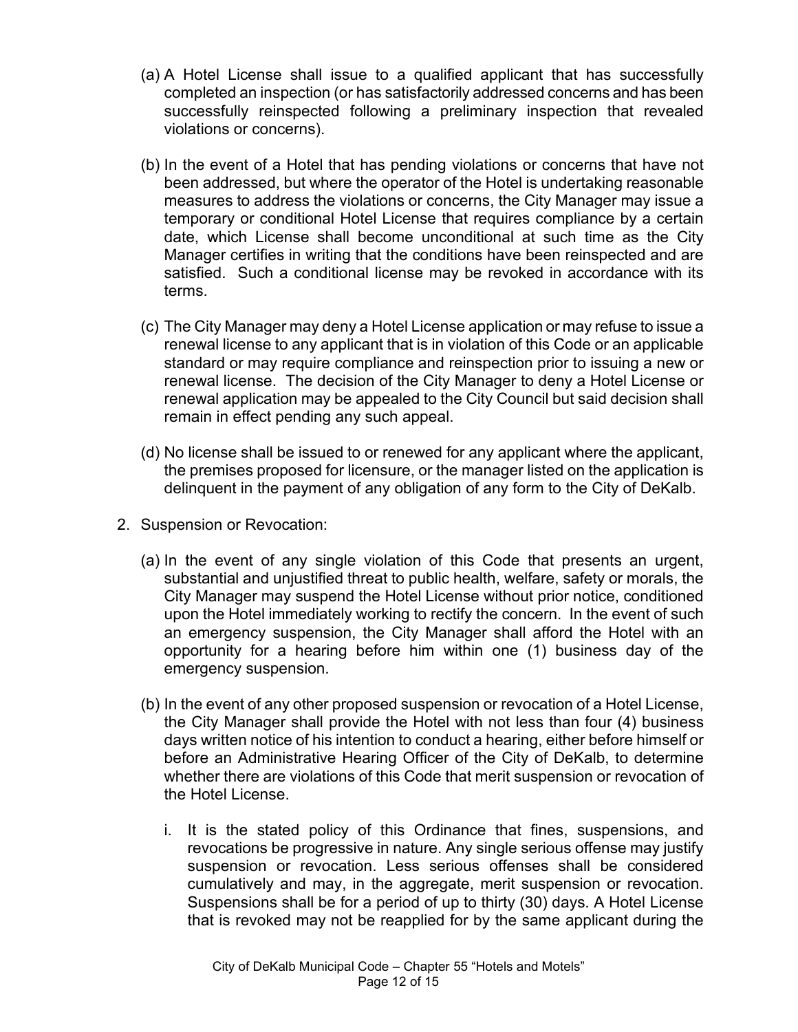(a) A Hotel License shall issue to a qualified applicant that has successfully completed an inspection (or has satisfactorily addressed concerns and has been successfully reinspected following a preliminary inspection that revealed violations or concerns).

(b) In the event of a Hotel that has pending violations or concerns that have not been addressed, but where the operator of the Hotel is undertaking reasonable measures to address the violations or concerns, the City Manager may issue a temporary or conditional Hotel License that requires compliance by a certain date, which License shall become unconditional at such time as the City Manager certifies in writing that the conditions have been reinspected and are satisfied. Such a conditional license may be revoked in accordance with its terms.

(c) The City Manager may deny a Hotel License application or may refuse to issue a renewal license to any applicant that is in violation of this Code or an applicable standard or may require compliance and reinspection prior to issuing a new or renewal license. The decision of the City Manager to deny a Hotel License or renewal application may be appealed to the City Council but said decision shall remain in effect pending any such appeal.

(d) No license shall be issued to or renewed for any applicant where the applicant, the premises proposed for licensure, or the manager listed on the application is delinquent in the payment of any obligation of any form to the City of DeKalb.

2. Suspension or Revocation:

   (a) In the event of any single violation of this Code that presents an urgent, substantial and unjustified threat to public health, welfare, safety or morals, the City Manager may suspend the Hotel License without prior notice, conditioned upon the Hotel immediately working to rectify the concern. In the event of such an emergency suspension, the City Manager shall afford the Hotel with an opportunity for a hearing before him within one (1) business day of the emergency suspension.

   (b) In the event of any other proposed suspension or revocation of a Hotel License, the City Manager shall provide the Hotel with not less than four (4) business days written notice of his intention to conduct a hearing, either before himself or before an Administrative Hearing Officer of the City of DeKalb, to determine whether there are violations of this Code that merit suspension or revocation of the Hotel License.

      i. It is the stated policy of this Ordinance that fines, suspensions, and revocations be progressive in nature. Any single serious offense may justify suspension or revocation. Less serious offenses shall be considered cumulatively and may, in the aggregate, merit suspension or revocation. Suspensions shall be for a period of up to thirty (30) days. A Hotel License that is revoked may not be reapplied for by the same applicant during the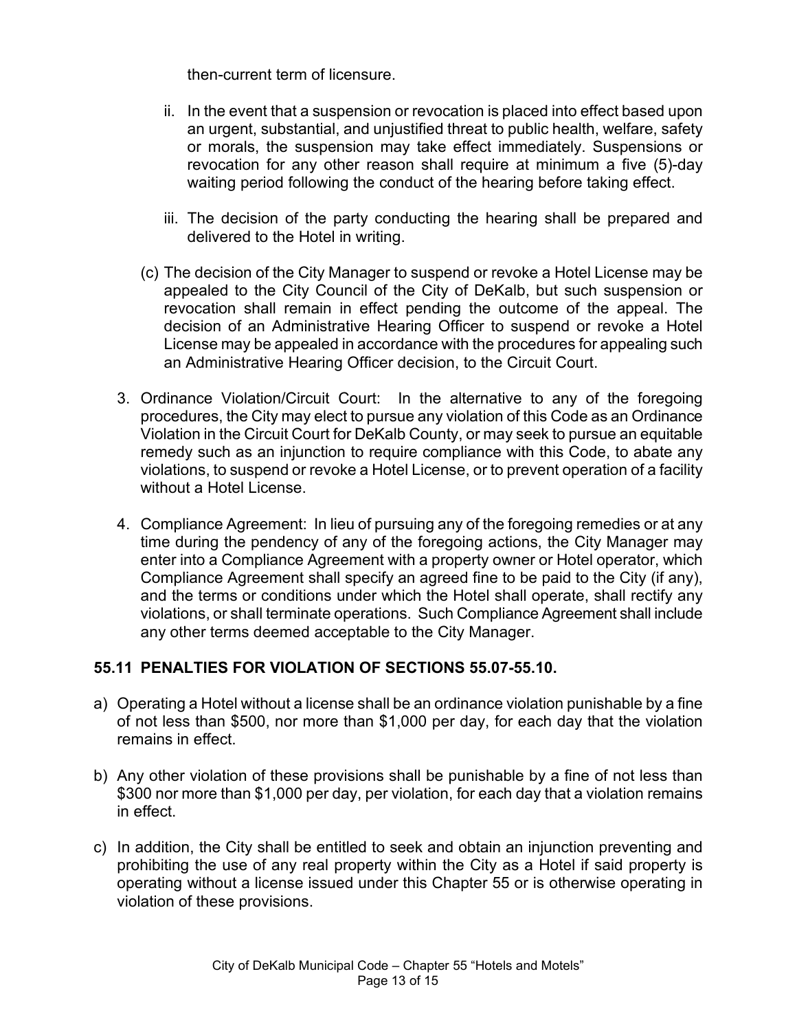then-current term of licensure.

ii. In the event that a suspension or revocation is placed into effect based upon an urgent, substantial, and unjustified threat to public health, welfare, safety or morals, the suspension may take effect immediately. Suspensions or revocation for any other reason shall require at minimum a five (5)-day waiting period following the conduct of the hearing before taking effect.

iii. The decision of the party conducting the hearing shall be prepared and delivered to the Hotel in writing.

(c) The decision of the City Manager to suspend or revoke a Hotel License may be appealed to the City Council of the City of DeKalb, but such suspension or revocation shall remain in effect pending the outcome of the appeal. The decision of an Administrative Hearing Officer to suspend or revoke a Hotel License may be appealed in accordance with the procedures for appealing such an Administrative Hearing Officer decision, to the Circuit Court.

3. Ordinance Violation/Circuit Court: In the alternative to any of the foregoing procedures, the City may elect to pursue any violation of this Code as an Ordinance Violation in the Circuit Court for DeKalb County, or may seek to pursue an equitable remedy such as an injunction to require compliance with this Code, to abate any violations, to suspend or revoke a Hotel License, or to prevent operation of a facility without a Hotel License.

4. Compliance Agreement: In lieu of pursuing any of the foregoing remedies or at any time during the pendency of any of the foregoing actions, the City Manager may enter into a Compliance Agreement with a property owner or Hotel operator, which Compliance Agreement shall specify an agreed fine to be paid to the City (if any), and the terms or conditions under which the Hotel shall operate, shall rectify any violations, or shall terminate operations. Such Compliance Agreement shall include any other terms deemed acceptable to the City Manager.

### 55.11 PENALTIES FOR VIOLATION OF SECTIONS 55.07-55.10.

a) Operating a Hotel without a license shall be an ordinance violation punishable by a fine of not less than $500, nor more than $1,000 per day, for each day that the violation remains in effect.

b) Any other violation of these provisions shall be punishable by a fine of not less than $300 nor more than $1,000 per day, per violation, for each day that a violation remains in effect.

c) In addition, the City shall be entitled to seek and obtain an injunction preventing and prohibiting the use of any real property within the City as a Hotel if said property is operating without a license issued under this Chapter 55 or is otherwise operating in violation of these provisions.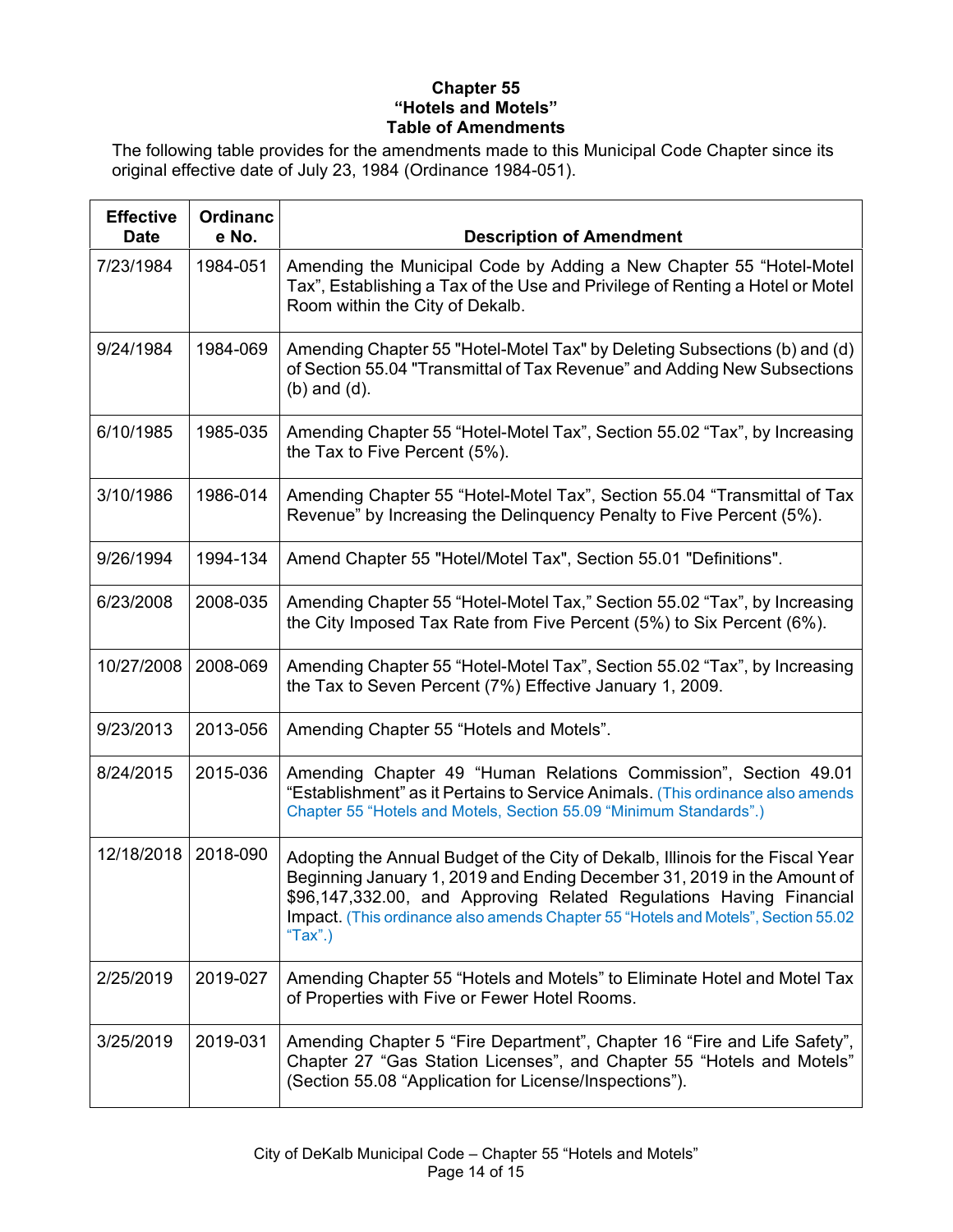**Chapter 55**
**"Hotels and Motels"**
**Table of Amendments**

The following table provides for the amendments made to this Municipal Code Chapter since its original effective date of July 23, 1984 (Ordinance 1984-051).

| Effective Date | Ordinance No. | Description of Amendment |
|---|---|---|
| 7/23/1984 | 1984-051 | Amending the Municipal Code by Adding a New Chapter 55 "Hotel-Motel Tax", Establishing a Tax of the Use and Privilege of Renting a Hotel or Motel Room within the City of Dekalb. |
| 9/24/1984 | 1984-069 | Amending Chapter 55 "Hotel-Motel Tax" by Deleting Subsections (b) and (d) of Section 55.04 "Transmittal of Tax Revenue" and Adding New Subsections (b) and (d). |
| 6/10/1985 | 1985-035 | Amending Chapter 55 "Hotel-Motel Tax", Section 55.02 "Tax", by Increasing the Tax to Five Percent (5%). |
| 3/10/1986 | 1986-014 | Amending Chapter 55 "Hotel-Motel Tax", Section 55.04 "Transmittal of Tax Revenue" by Increasing the Delinquency Penalty to Five Percent (5%). |
| 9/26/1994 | 1994-134 | Amend Chapter 55 "Hotel/Motel Tax", Section 55.01 "Definitions". |
| 6/23/2008 | 2008-035 | Amending Chapter 55 "Hotel-Motel Tax," Section 55.02 "Tax", by Increasing the City Imposed Tax Rate from Five Percent (5%) to Six Percent (6%). |
| 10/27/2008 | 2008-069 | Amending Chapter 55 "Hotel-Motel Tax", Section 55.02 "Tax", by Increasing the Tax to Seven Percent (7%) Effective January 1, 2009. |
| 9/23/2013 | 2013-056 | Amending Chapter 55 "Hotels and Motels". |
| 8/24/2015 | 2015-036 | Amending Chapter 49 "Human Relations Commission", Section 49.01 "Establishment" as it Pertains to Service Animals. (This ordinance also amends Chapter 55 "Hotels and Motels, Section 55.09 "Minimum Standards".) |
| 12/18/2018 | 2018-090 | Adopting the Annual Budget of the City of Dekalb, Illinois for the Fiscal Year Beginning January 1, 2019 and Ending December 31, 2019 in the Amount of $96,147,332.00, and Approving Related Regulations Having Financial Impact. (This ordinance also amends Chapter 55 "Hotels and Motels", Section 55.02 "Tax".) |
| 2/25/2019 | 2019-027 | Amending Chapter 55 "Hotels and Motels" to Eliminate Hotel and Motel Tax of Properties with Five or Fewer Hotel Rooms. |
| 3/25/2019 | 2019-031 | Amending Chapter 5 "Fire Department", Chapter 16 "Fire and Life Safety", Chapter 27 "Gas Station Licenses", and Chapter 55 "Hotels and Motels" (Section 55.08 "Application for License/Inspections"). |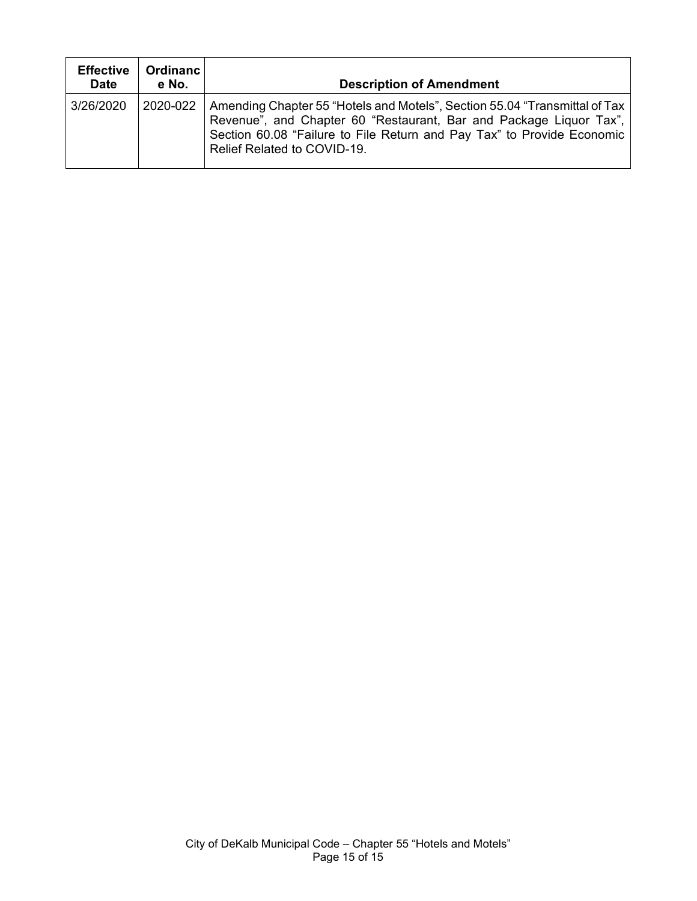| Effective Date | Ordinance No. | Description of Amendment |
|---|---|---|
| 3/26/2020 | 2020-022 | Amending Chapter 55 "Hotels and Motels", Section 55.04 "Transmittal of Tax Revenue", and Chapter 60 "Restaurant, Bar and Package Liquor Tax", Section 60.08 "Failure to File Return and Pay Tax" to Provide Economic Relief Related to COVID-19. |